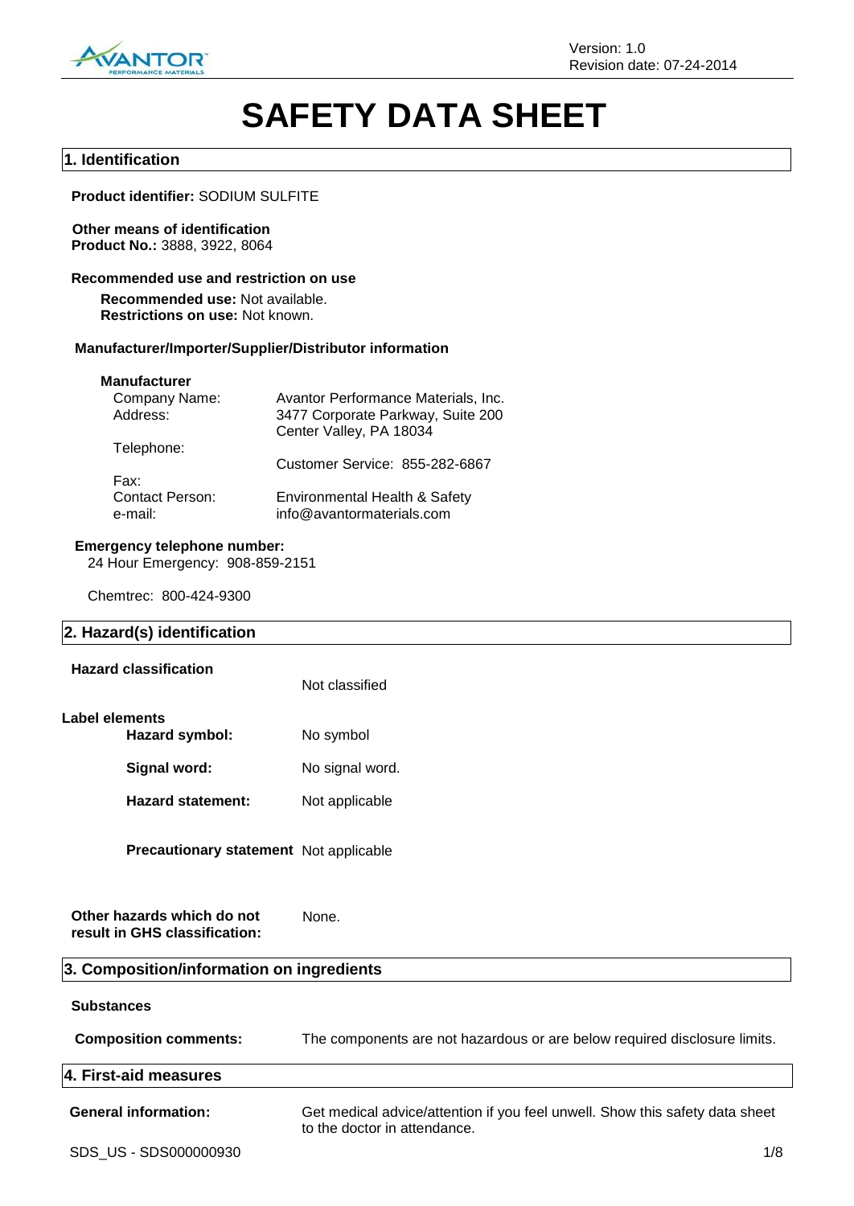Version: 1.0
Revision date: 07-24-2014

# SAFETY DATA SHEET

## 1. Identification

**Product identifier:** SODIUM SULFITE

**Other means of identification**
**Product No.:** 3888, 3922, 8064

**Recommended use and restriction on use**

**Recommended use:** Not available.
**Restrictions on use:** Not known.

**Manufacturer/Importer/Supplier/Distributor information**

**Manufacturer**

| | |
|---|---|
| Company Name: | Avantor Performance Materials, Inc. |
| Address: | 3477 Corporate Parkway, Suite 200<br>Center Valley, PA 18034 |
| Telephone: | Customer Service: 855-282-6867 |
| Fax: | |
| Contact Person: | Environmental Health & Safety |
| e-mail: | info@avantormaterials.com |

**Emergency telephone number:**
24 Hour Emergency: 908-859-2151

Chemtrec: 800-424-9300

## 2. Hazard(s) identification

**Hazard classification** Not classified

**Label elements**

| | |
|---|---|
| **Hazard symbol:** | No symbol |
| **Signal word:** | No signal word. |
| **Hazard statement:** | Not applicable |
| **Precautionary statement** | Not applicable |

**Other hazards which do not result in GHS classification:** None.

## 3. Composition/information on ingredients

**Substances**

**Composition comments:** The components are not hazardous or are below required disclosure limits.

## 4. First-aid measures

**General information:** Get medical advice/attention if you feel unwell. Show this safety data sheet to the doctor in attendance.

SDS_US - SDS000000930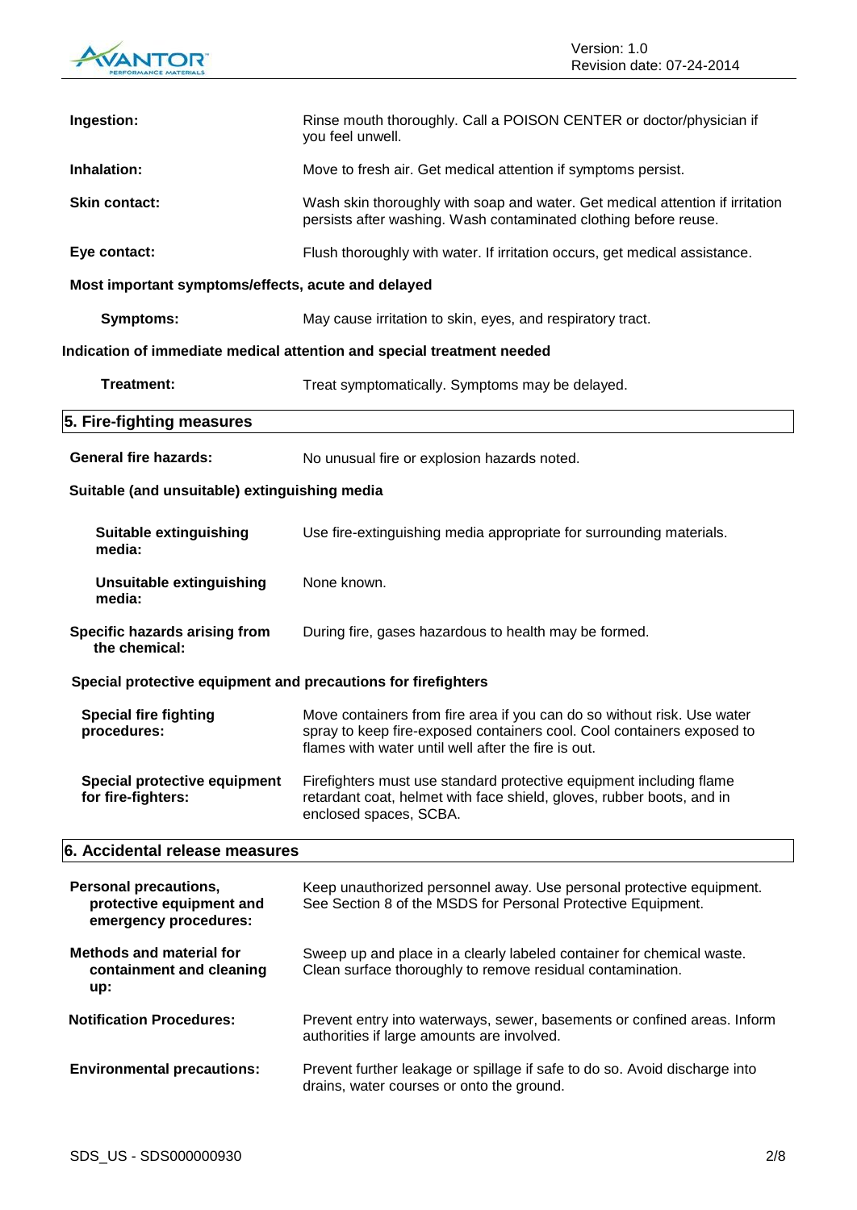**Ingestion:** Rinse mouth thoroughly. Call a POISON CENTER or doctor/physician if you feel unwell.

**Inhalation:** Move to fresh air. Get medical attention if symptoms persist.

**Skin contact:** Wash skin thoroughly with soap and water. Get medical attention if irritation persists after washing. Wash contaminated clothing before reuse.

**Eye contact:** Flush thoroughly with water. If irritation occurs, get medical assistance.

**Most important symptoms/effects, acute and delayed**

**Symptoms:** May cause irritation to skin, eyes, and respiratory tract.

**Indication of immediate medical attention and special treatment needed**

**Treatment:** Treat symptomatically. Symptoms may be delayed.

## 5. Fire-fighting measures

**General fire hazards:** No unusual fire or explosion hazards noted.

**Suitable (and unsuitable) extinguishing media**

**Suitable extinguishing media:** Use fire-extinguishing media appropriate for surrounding materials.

**Unsuitable extinguishing media:** None known.

**Specific hazards arising from the chemical:** During fire, gases hazardous to health may be formed.

**Special protective equipment and precautions for firefighters**

**Special fire fighting procedures:** Move containers from fire area if you can do so without risk. Use water spray to keep fire-exposed containers cool. Cool containers exposed to flames with water until well after the fire is out.

**Special protective equipment for fire-fighters:** Firefighters must use standard protective equipment including flame retardant coat, helmet with face shield, gloves, rubber boots, and in enclosed spaces, SCBA.

## 6. Accidental release measures

**Personal precautions, protective equipment and emergency procedures:** Keep unauthorized personnel away. Use personal protective equipment. See Section 8 of the MSDS for Personal Protective Equipment.

**Methods and material for containment and cleaning up:** Sweep up and place in a clearly labeled container for chemical waste. Clean surface thoroughly to remove residual contamination.

**Notification Procedures:** Prevent entry into waterways, sewer, basements or confined areas. Inform authorities if large amounts are involved.

**Environmental precautions:** Prevent further leakage or spillage if safe to do so. Avoid discharge into drains, water courses or onto the ground.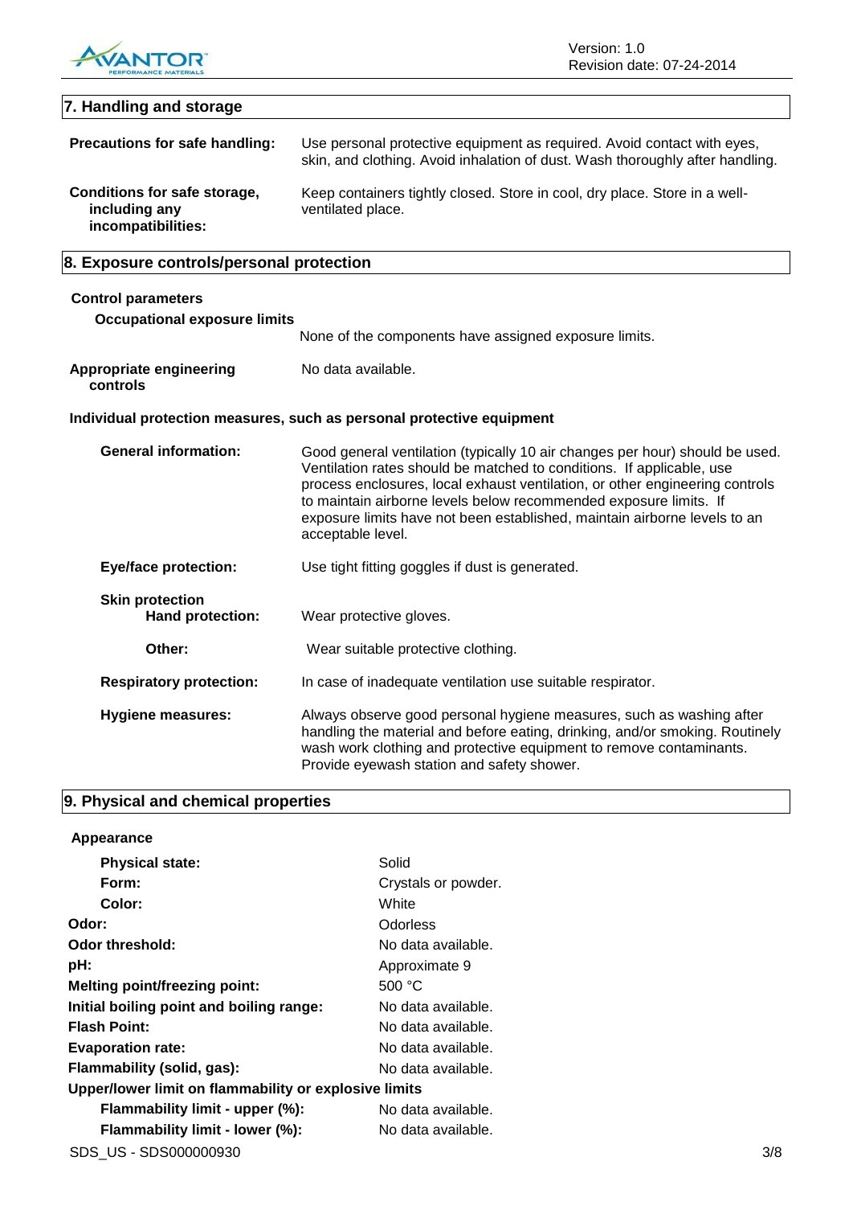## 7. Handling and storage

**Precautions for safe handling:** Use personal protective equipment as required. Avoid contact with eyes, skin, and clothing. Avoid inhalation of dust. Wash thoroughly after handling.

**Conditions for safe storage, including any incompatibilities:** Keep containers tightly closed. Store in cool, dry place. Store in a well-ventilated place.

## 8. Exposure controls/personal protection

**Control parameters**

**Occupational exposure limits**

None of the components have assigned exposure limits.

**Appropriate engineering controls** No data available.

**Individual protection measures, such as personal protective equipment**

**General information:** Good general ventilation (typically 10 air changes per hour) should be used. Ventilation rates should be matched to conditions. If applicable, use process enclosures, local exhaust ventilation, or other engineering controls to maintain airborne levels below recommended exposure limits. If exposure limits have not been established, maintain airborne levels to an acceptable level.

**Eye/face protection:** Use tight fitting goggles if dust is generated.

**Skin protection**

**Hand protection:** Wear protective gloves.

**Other:** Wear suitable protective clothing.

**Respiratory protection:** In case of inadequate ventilation use suitable respirator.

**Hygiene measures:** Always observe good personal hygiene measures, such as washing after handling the material and before eating, drinking, and/or smoking. Routinely wash work clothing and protective equipment to remove contaminants. Provide eyewash station and safety shower.

## 9. Physical and chemical properties

**Appearance**

| | |
|---|---|
| **Physical state:** | Solid |
| **Form:** | Crystals or powder. |
| **Color:** | White |
| **Odor:** | Odorless |
| **Odor threshold:** | No data available. |
| **pH:** | Approximate 9 |
| **Melting point/freezing point:** | 500 °C |
| **Initial boiling point and boiling range:** | No data available. |
| **Flash Point:** | No data available. |
| **Evaporation rate:** | No data available. |
| **Flammability (solid, gas):** | No data available. |
| **Upper/lower limit on flammability or explosive limits** | |
| **Flammability limit - upper (%):** | No data available. |
| **Flammability limit - lower (%):** | No data available. |

SDS_US - SDS000000930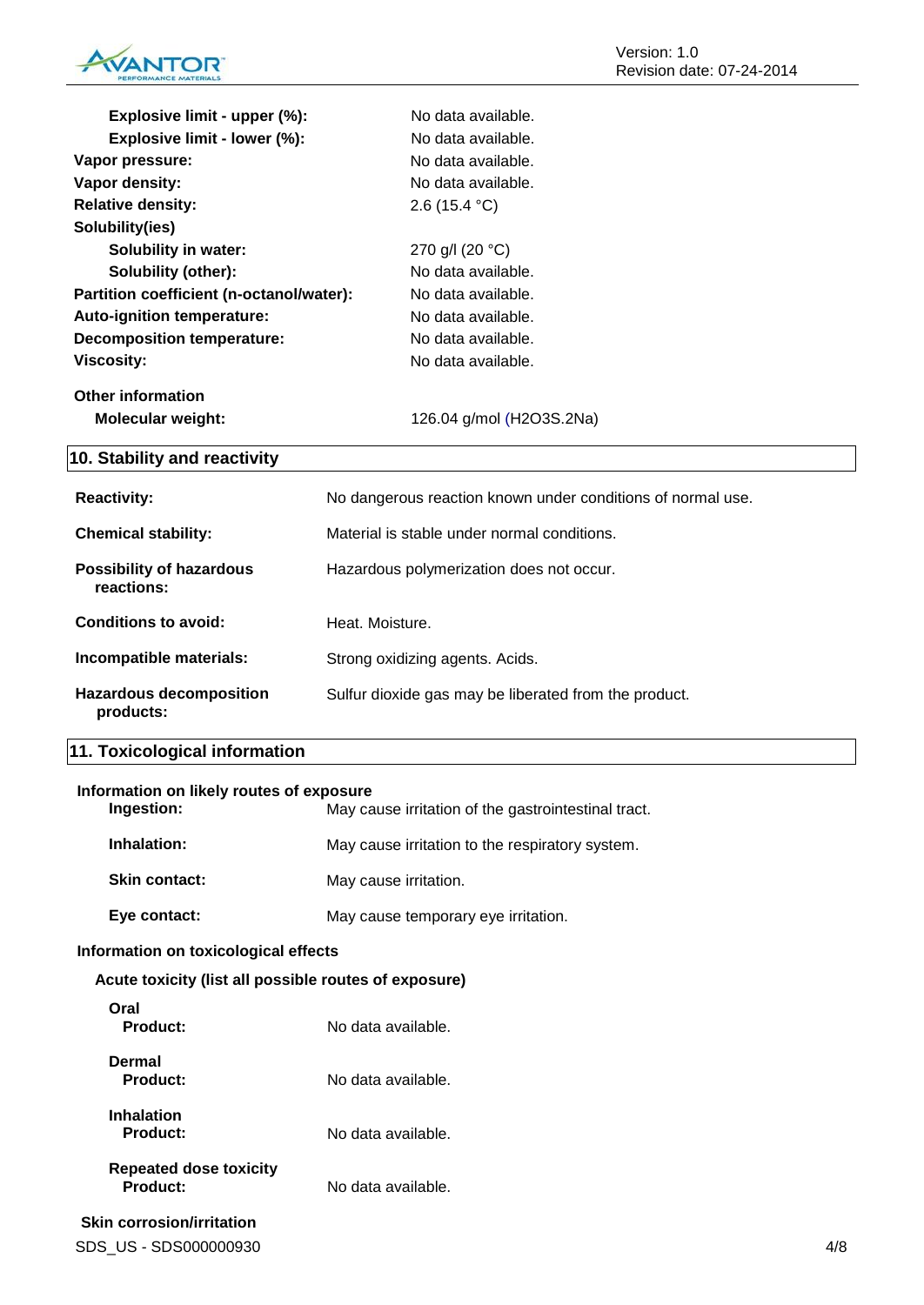| | |
|---|---|
| **Explosive limit - upper (%):** | No data available. |
| **Explosive limit - lower (%):** | No data available. |
| **Vapor pressure:** | No data available. |
| **Vapor density:** | No data available. |
| **Relative density:** | 2.6 (15.4 °C) |
| **Solubility(ies)** | |
| **Solubility in water:** | 270 g/l (20 °C) |
| **Solubility (other):** | No data available. |
| **Partition coefficient (n-octanol/water):** | No data available. |
| **Auto-ignition temperature:** | No data available. |
| **Decomposition temperature:** | No data available. |
| **Viscosity:** | No data available. |

**Other information**

**Molecular weight:** 126.04 g/mol (H2O3S.2Na)

## 10. Stability and reactivity

| | |
|---|---|
| **Reactivity:** | No dangerous reaction known under conditions of normal use. |
| **Chemical stability:** | Material is stable under normal conditions. |
| **Possibility of hazardous reactions:** | Hazardous polymerization does not occur. |
| **Conditions to avoid:** | Heat. Moisture. |
| **Incompatible materials:** | Strong oxidizing agents. Acids. |
| **Hazardous decomposition products:** | Sulfur dioxide gas may be liberated from the product. |

## 11. Toxicological information

**Information on likely routes of exposure**

| | |
|---|---|
| **Ingestion:** | May cause irritation of the gastrointestinal tract. |
| **Inhalation:** | May cause irritation to the respiratory system. |
| **Skin contact:** | May cause irritation. |
| **Eye contact:** | May cause temporary eye irritation. |

**Information on toxicological effects**

**Acute toxicity (list all possible routes of exposure)**

**Oral**
**Product:** No data available.

**Dermal**
**Product:** No data available.

**Inhalation**
**Product:** No data available.

**Repeated dose toxicity**
**Product:** No data available.

**Skin corrosion/irritation**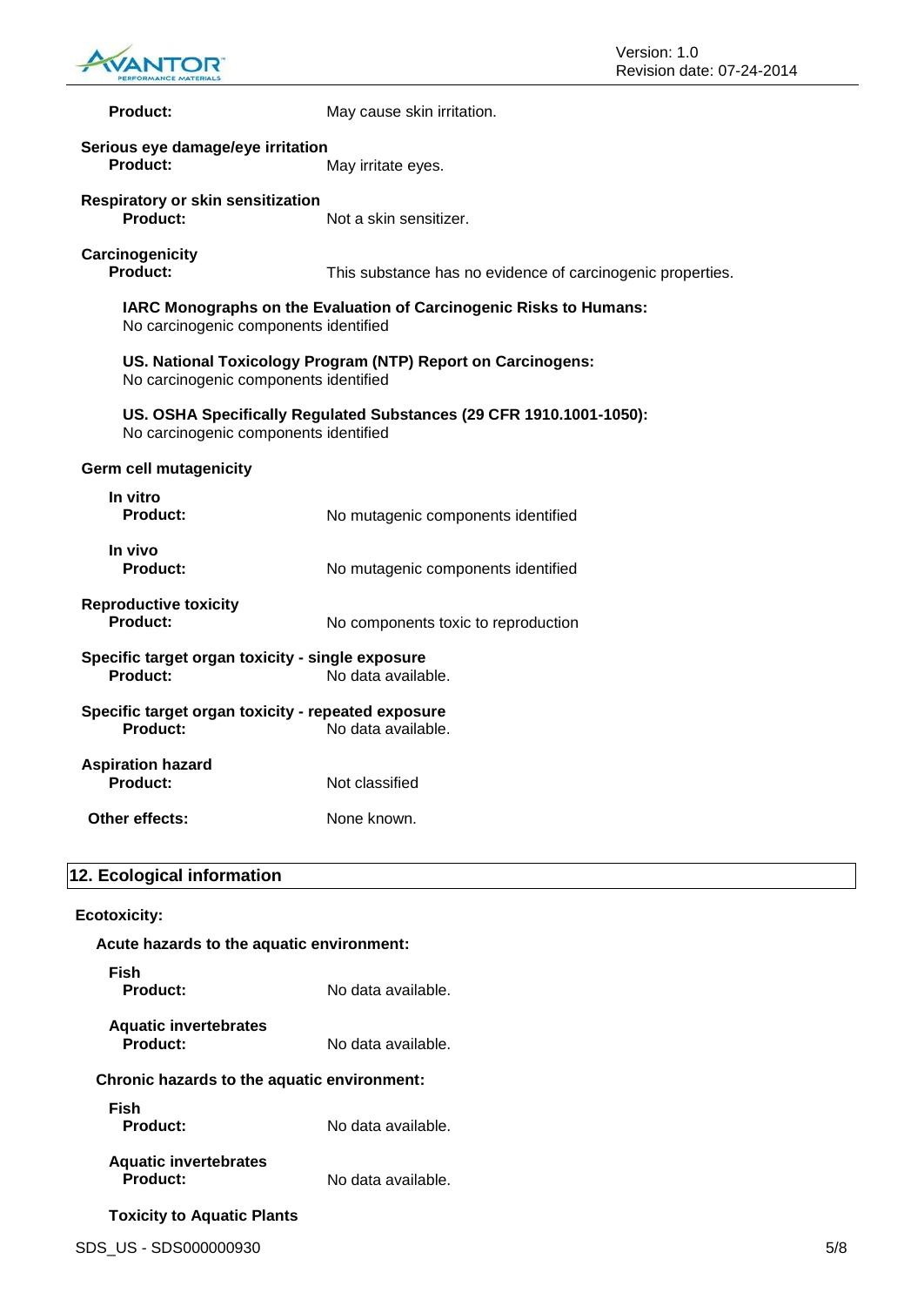**Product:** May cause skin irritation.

**Serious eye damage/eye irritation**

**Product:** May irritate eyes.

**Respiratory or skin sensitization**

**Product:** Not a skin sensitizer.

**Carcinogenicity**

**Product:** This substance has no evidence of carcinogenic properties.

**IARC Monographs on the Evaluation of Carcinogenic Risks to Humans:**
No carcinogenic components identified

**US. National Toxicology Program (NTP) Report on Carcinogens:**
No carcinogenic components identified

**US. OSHA Specifically Regulated Substances (29 CFR 1910.1001-1050):**
No carcinogenic components identified

**Germ cell mutagenicity**

**In vitro**
**Product:** No mutagenic components identified

**In vivo**
**Product:** No mutagenic components identified

**Reproductive toxicity**

**Product:** No components toxic to reproduction

**Specific target organ toxicity - single exposure**

**Product:** No data available.

**Specific target organ toxicity - repeated exposure**

**Product:** No data available.

**Aspiration hazard**

**Product:** Not classified

**Other effects:** None known.

## 12. Ecological information

**Ecotoxicity:**

**Acute hazards to the aquatic environment:**

**Fish**
**Product:** No data available.

**Aquatic invertebrates**
**Product:** No data available.

**Chronic hazards to the aquatic environment:**

**Fish**
**Product:** No data available.

**Aquatic invertebrates**
**Product:** No data available.

**Toxicity to Aquatic Plants**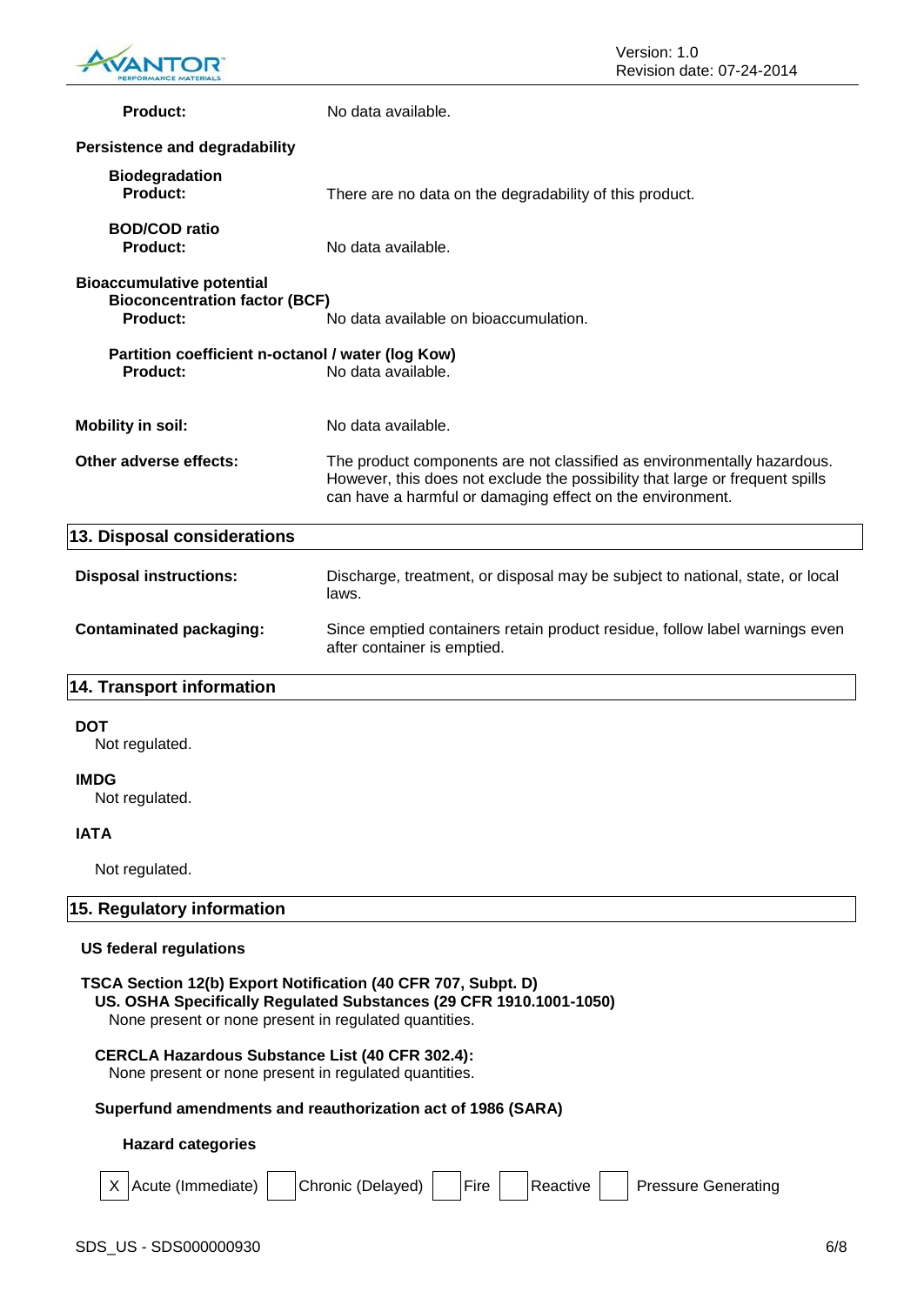**Product:** No data available.

**Persistence and degradability**

**Biodegradation**
**Product:** There are no data on the degradability of this product.

**BOD/COD ratio**
**Product:** No data available.

**Bioaccumulative potential**
**Bioconcentration factor (BCF)**
**Product:** No data available on bioaccumulation.

**Partition coefficient n-octanol / water (log Kow)**
**Product:** No data available.

**Mobility in soil:** No data available.

**Other adverse effects:** The product components are not classified as environmentally hazardous. However, this does not exclude the possibility that large or frequent spills can have a harmful or damaging effect on the environment.

## 13. Disposal considerations

**Disposal instructions:** Discharge, treatment, or disposal may be subject to national, state, or local laws.

**Contaminated packaging:** Since emptied containers retain product residue, follow label warnings even after container is emptied.

## 14. Transport information

**DOT**
Not regulated.

**IMDG**
Not regulated.

**IATA**

Not regulated.

## 15. Regulatory information

**US federal regulations**

**TSCA Section 12(b) Export Notification (40 CFR 707, Subpt. D)**
**US. OSHA Specifically Regulated Substances (29 CFR 1910.1001-1050)**
None present or none present in regulated quantities.

**CERCLA Hazardous Substance List (40 CFR 302.4):**
None present or none present in regulated quantities.

**Superfund amendments and reauthorization act of 1986 (SARA)**

**Hazard categories**

| X | Acute (Immediate) | | Chronic (Delayed) | | Fire | | Reactive | | Pressure Generating |
|---|---|---|---|---|---|---|---|---|---|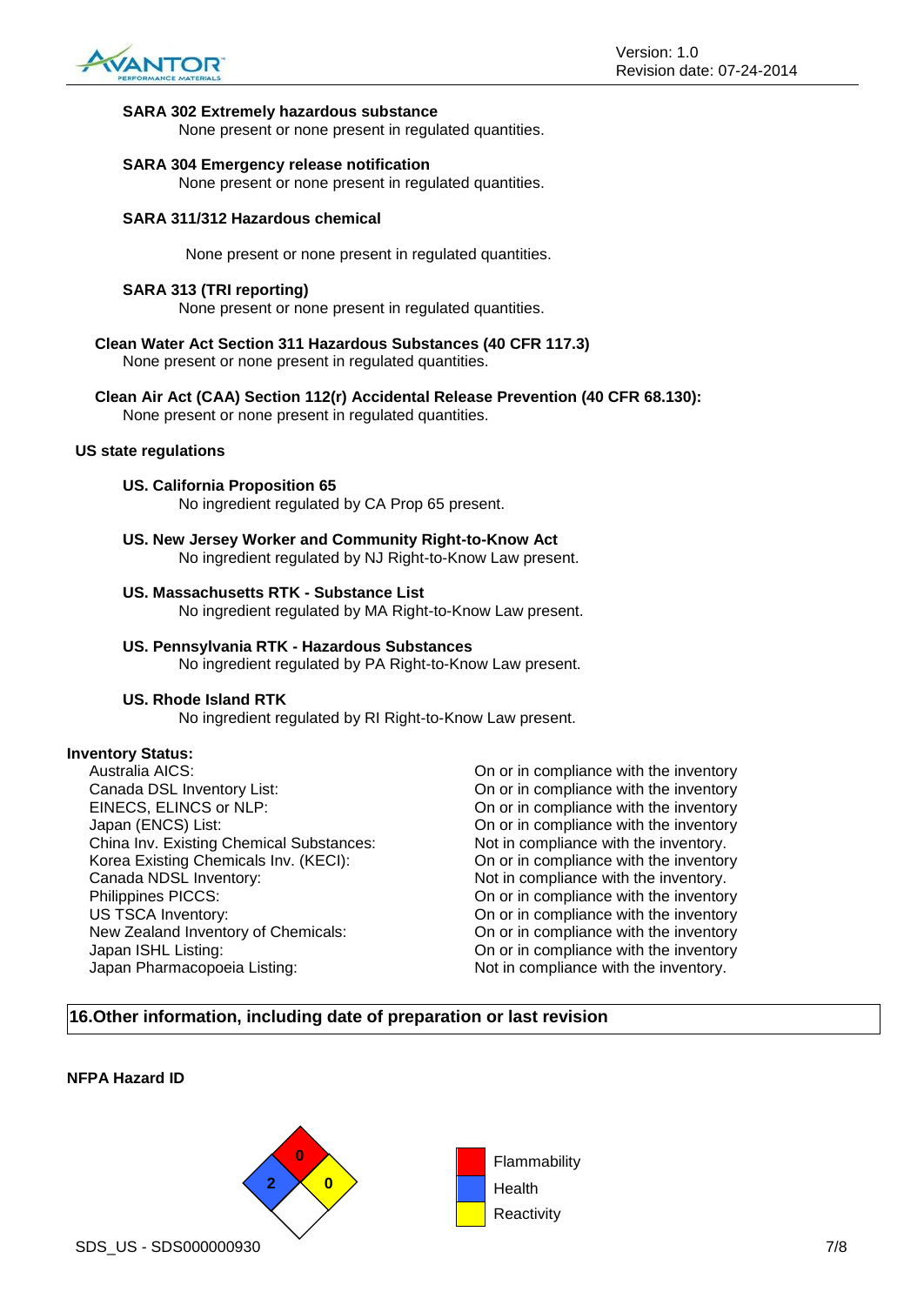**SARA 302 Extremely hazardous substance**

None present or none present in regulated quantities.

**SARA 304 Emergency release notification**

None present or none present in regulated quantities.

**SARA 311/312 Hazardous chemical**

None present or none present in regulated quantities.

**SARA 313 (TRI reporting)**

None present or none present in regulated quantities.

**Clean Water Act Section 311 Hazardous Substances (40 CFR 117.3)**

None present or none present in regulated quantities.

**Clean Air Act (CAA) Section 112(r) Accidental Release Prevention (40 CFR 68.130):**

None present or none present in regulated quantities.

**US state regulations**

**US. California Proposition 65**

No ingredient regulated by CA Prop 65 present.

**US. New Jersey Worker and Community Right-to-Know Act**

No ingredient regulated by NJ Right-to-Know Law present.

**US. Massachusetts RTK - Substance List**

No ingredient regulated by MA Right-to-Know Law present.

**US. Pennsylvania RTK - Hazardous Substances**

No ingredient regulated by PA Right-to-Know Law present.

**US. Rhode Island RTK**

No ingredient regulated by RI Right-to-Know Law present.

**Inventory Status:**

| | |
|---|---|
| Australia AICS: | On or in compliance with the inventory |
| Canada DSL Inventory List: | On or in compliance with the inventory |
| EINECS, ELINCS or NLP: | On or in compliance with the inventory |
| Japan (ENCS) List: | On or in compliance with the inventory |
| China Inv. Existing Chemical Substances: | Not in compliance with the inventory. |
| Korea Existing Chemicals Inv. (KECI): | On or in compliance with the inventory |
| Canada NDSL Inventory: | Not in compliance with the inventory. |
| Philippines PICCS: | On or in compliance with the inventory |
| US TSCA Inventory: | On or in compliance with the inventory |
| New Zealand Inventory of Chemicals: | On or in compliance with the inventory |
| Japan ISHL Listing: | On or in compliance with the inventory |
| Japan Pharmacopoeia Listing: | Not in compliance with the inventory. |

## 16.Other information, including date of preparation or last revision

**NFPA Hazard ID**

| Rating | Category |
|---|---|
| 0 | Flammability |
| 2 | Health |
| 0 | Reactivity |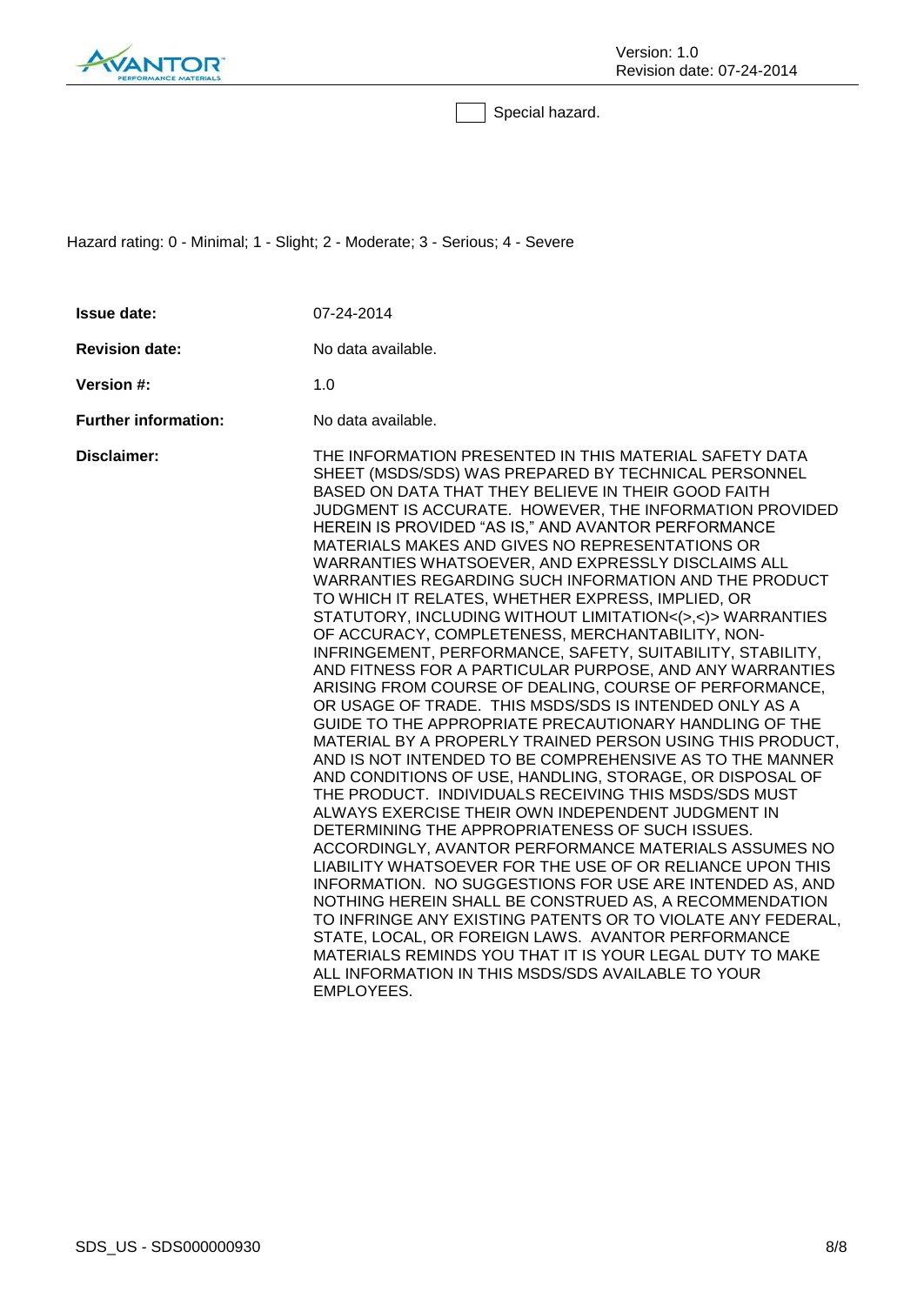Special hazard.

Hazard rating: 0 - Minimal; 1 - Slight; 2 - Moderate; 3 - Serious; 4 - Severe

| | |
|---|---|
| **Issue date:** | 07-24-2014 |
| **Revision date:** | No data available. |
| **Version #:** | 1.0 |
| **Further information:** | No data available. |
| **Disclaimer:** | THE INFORMATION PRESENTED IN THIS MATERIAL SAFETY DATA SHEET (MSDS/SDS) WAS PREPARED BY TECHNICAL PERSONNEL BASED ON DATA THAT THEY BELIEVE IN THEIR GOOD FAITH JUDGMENT IS ACCURATE. HOWEVER, THE INFORMATION PROVIDED HEREIN IS PROVIDED "AS IS," AND AVANTOR PERFORMANCE MATERIALS MAKES AND GIVES NO REPRESENTATIONS OR WARRANTIES WHATSOEVER, AND EXPRESSLY DISCLAIMS ALL WARRANTIES REGARDING SUCH INFORMATION AND THE PRODUCT TO WHICH IT RELATES, WHETHER EXPRESS, IMPLIED, OR STATUTORY, INCLUDING WITHOUT LIMITATION<(>,<)> WARRANTIES OF ACCURACY, COMPLETENESS, MERCHANTABILITY, NON-INFRINGEMENT, PERFORMANCE, SAFETY, SUITABILITY, STABILITY, AND FITNESS FOR A PARTICULAR PURPOSE, AND ANY WARRANTIES ARISING FROM COURSE OF DEALING, COURSE OF PERFORMANCE, OR USAGE OF TRADE. THIS MSDS/SDS IS INTENDED ONLY AS A GUIDE TO THE APPROPRIATE PRECAUTIONARY HANDLING OF THE MATERIAL BY A PROPERLY TRAINED PERSON USING THIS PRODUCT, AND IS NOT INTENDED TO BE COMPREHENSIVE AS TO THE MANNER AND CONDITIONS OF USE, HANDLING, STORAGE, OR DISPOSAL OF THE PRODUCT. INDIVIDUALS RECEIVING THIS MSDS/SDS MUST ALWAYS EXERCISE THEIR OWN INDEPENDENT JUDGMENT IN DETERMINING THE APPROPRIATENESS OF SUCH ISSUES. ACCORDINGLY, AVANTOR PERFORMANCE MATERIALS ASSUMES NO LIABILITY WHATSOEVER FOR THE USE OF OR RELIANCE UPON THIS INFORMATION. NO SUGGESTIONS FOR USE ARE INTENDED AS, AND NOTHING HEREIN SHALL BE CONSTRUED AS, A RECOMMENDATION TO INFRINGE ANY EXISTING PATENTS OR TO VIOLATE ANY FEDERAL, STATE, LOCAL, OR FOREIGN LAWS. AVANTOR PERFORMANCE MATERIALS REMINDS YOU THAT IT IS YOUR LEGAL DUTY TO MAKE ALL INFORMATION IN THIS MSDS/SDS AVAILABLE TO YOUR EMPLOYEES. |